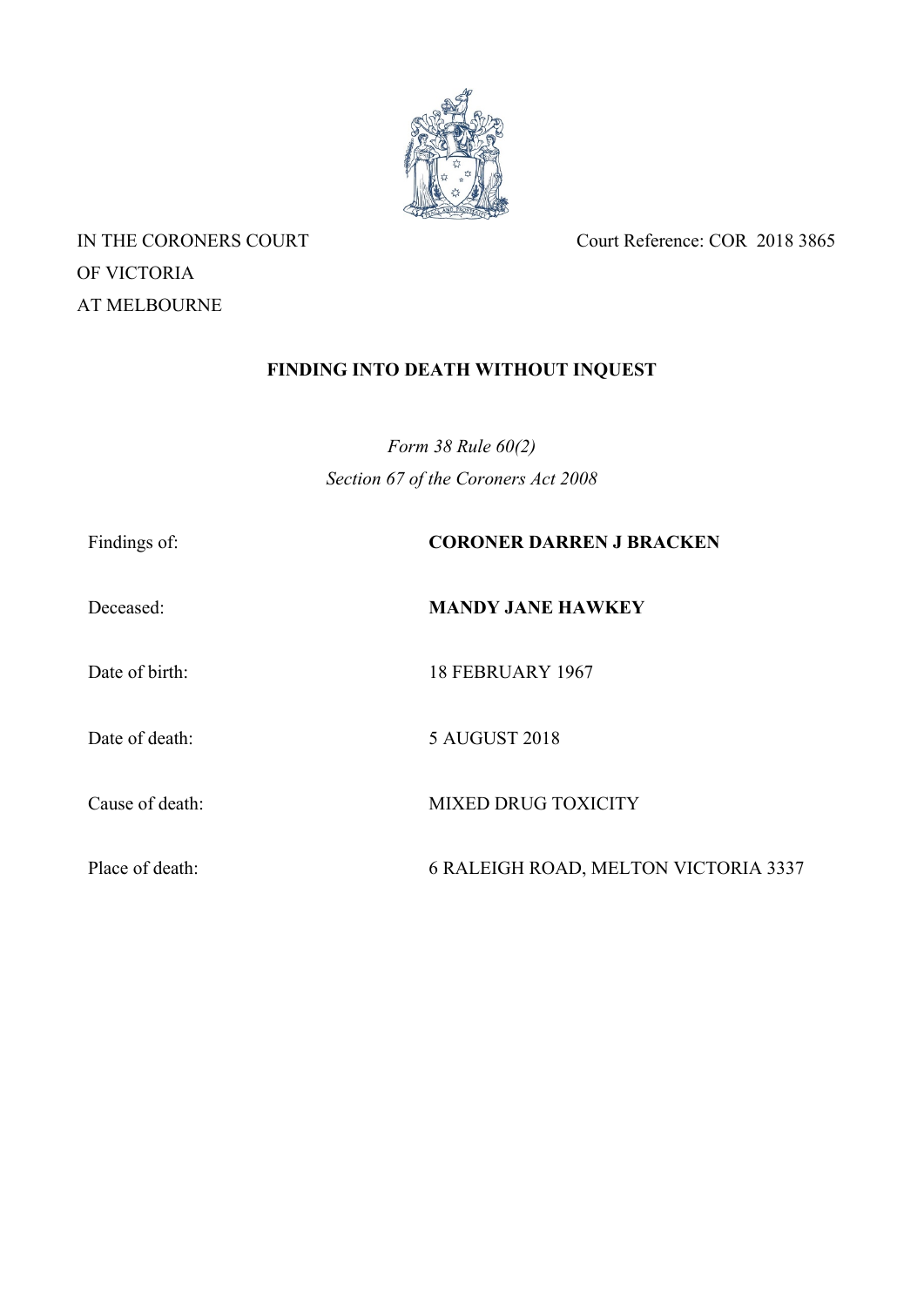IN THE CORONERS COURT
OF VICTORIA
AT MELBOURNE

Court Reference: COR 2018 3865

## FINDING INTO DEATH WITHOUT INQUEST

*Form 38 Rule 60(2)*
*Section 67 of the Coroners Act 2008*

| | |
|---|---|
| Findings of: | **CORONER DARREN J BRACKEN** |
| Deceased: | **MANDY JANE HAWKEY** |
| Date of birth: | 18 FEBRUARY 1967 |
| Date of death: | 5 AUGUST 2018 |
| Cause of death: | MIXED DRUG TOXICITY |
| Place of death: | 6 RALEIGH ROAD, MELTON VICTORIA 3337 |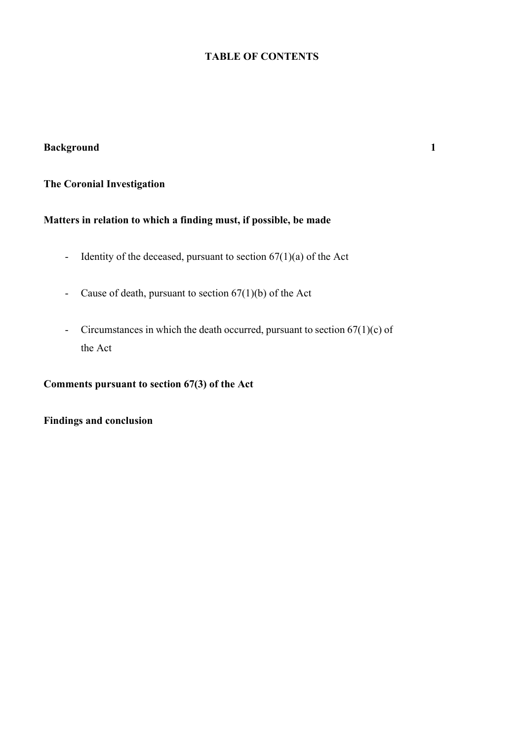# TABLE OF CONTENTS

| | |
|---|---|
| **Background** | **1** |
| **The Coronial Investigation** | |
| **Matters in relation to which a finding must, if possible, be made** | |
| - Identity of the deceased, pursuant to section 67(1)(a) of the Act | |
| - Cause of death, pursuant to section 67(1)(b) of the Act | |
| - Circumstances in which the death occurred, pursuant to section 67(1)(c) of the Act | |
| **Comments pursuant to section 67(3) of the Act** | |
| **Findings and conclusion** | |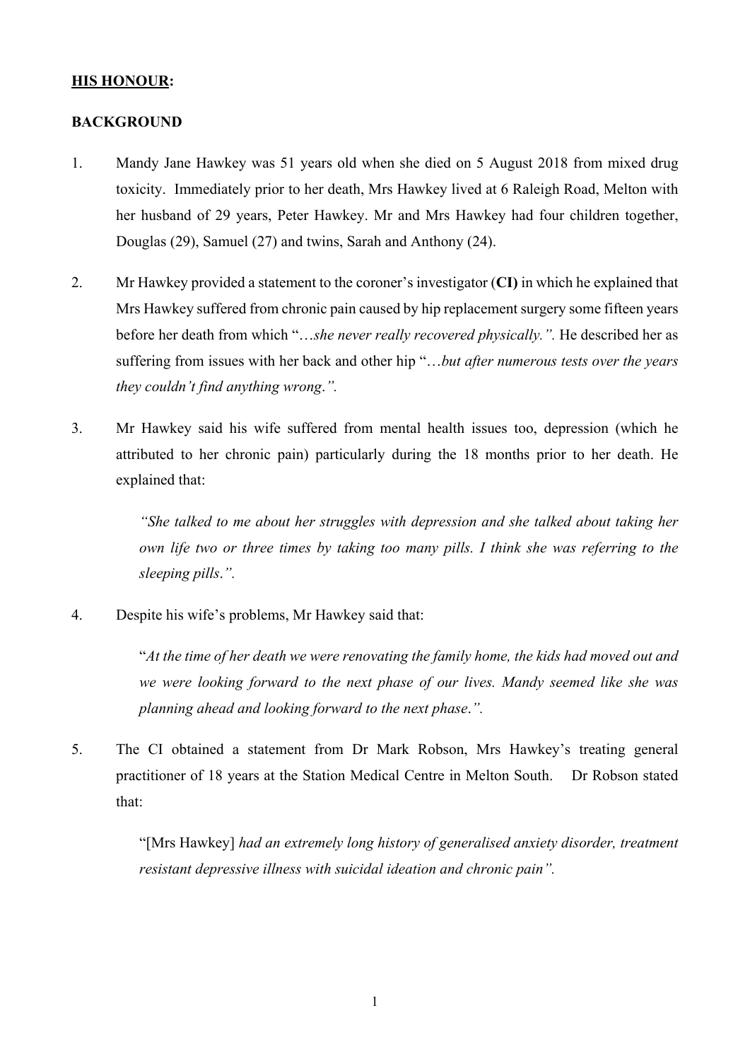**<u>HIS HONOUR</u>:**

**BACKGROUND**

1. Mandy Jane Hawkey was 51 years old when she died on 5 August 2018 from mixed drug toxicity. Immediately prior to her death, Mrs Hawkey lived at 6 Raleigh Road, Melton with her husband of 29 years, Peter Hawkey. Mr and Mrs Hawkey had four children together, Douglas (29), Samuel (27) and twins, Sarah and Anthony (24).

2. Mr Hawkey provided a statement to the coroner's investigator (**CI)** in which he explained that Mrs Hawkey suffered from chronic pain caused by hip replacement surgery some fifteen years before her death from which "…*she never really recovered physically.".* He described her as suffering from issues with her back and other hip "…*but after numerous tests over the years they couldn't find anything wrong.".*

3. Mr Hawkey said his wife suffered from mental health issues too, depression (which he attributed to her chronic pain) particularly during the 18 months prior to her death. He explained that:

   > *"She talked to me about her struggles with depression and she talked about taking her own life two or three times by taking too many pills. I think she was referring to the sleeping pills.".*

4. Despite his wife's problems, Mr Hawkey said that:

   > "*At the time of her death we were renovating the family home, the kids had moved out and we were looking forward to the next phase of our lives. Mandy seemed like she was planning ahead and looking forward to the next phase.".*

5. The CI obtained a statement from Dr Mark Robson, Mrs Hawkey's treating general practitioner of 18 years at the Station Medical Centre in Melton South. Dr Robson stated that:

   > "[Mrs Hawkey] *had an extremely long history of generalised anxiety disorder, treatment resistant depressive illness with suicidal ideation and chronic pain".*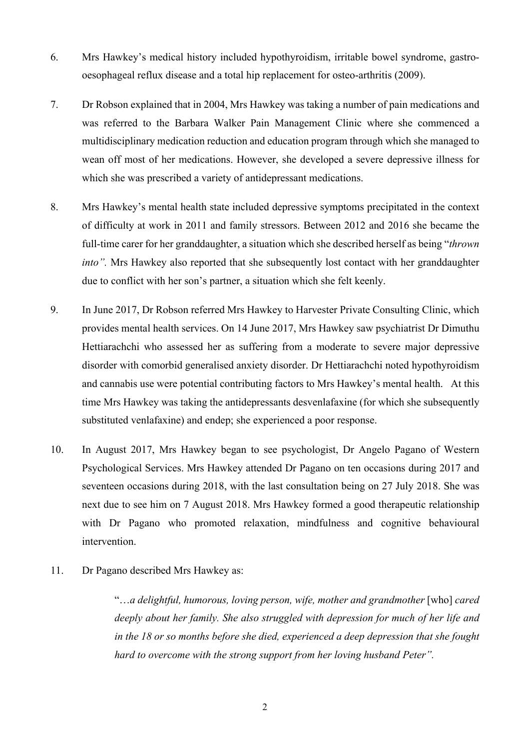6. Mrs Hawkey's medical history included hypothyroidism, irritable bowel syndrome, gastro-oesophageal reflux disease and a total hip replacement for osteo-arthritis (2009).

7. Dr Robson explained that in 2004, Mrs Hawkey was taking a number of pain medications and was referred to the Barbara Walker Pain Management Clinic where she commenced a multidisciplinary medication reduction and education program through which she managed to wean off most of her medications. However, she developed a severe depressive illness for which she was prescribed a variety of antidepressant medications.

8. Mrs Hawkey's mental health state included depressive symptoms precipitated in the context of difficulty at work in 2011 and family stressors. Between 2012 and 2016 she became the full-time carer for her granddaughter, a situation which she described herself as being "*thrown into".* Mrs Hawkey also reported that she subsequently lost contact with her granddaughter due to conflict with her son's partner, a situation which she felt keenly.

9. In June 2017, Dr Robson referred Mrs Hawkey to Harvester Private Consulting Clinic, which provides mental health services. On 14 June 2017, Mrs Hawkey saw psychiatrist Dr Dimuthu Hettiarachchi who assessed her as suffering from a moderate to severe major depressive disorder with comorbid generalised anxiety disorder. Dr Hettiarachchi noted hypothyroidism and cannabis use were potential contributing factors to Mrs Hawkey's mental health. At this time Mrs Hawkey was taking the antidepressants desvenlafaxine (for which she subsequently substituted venlafaxine) and endep; she experienced a poor response.

10. In August 2017, Mrs Hawkey began to see psychologist, Dr Angelo Pagano of Western Psychological Services. Mrs Hawkey attended Dr Pagano on ten occasions during 2017 and seventeen occasions during 2018, with the last consultation being on 27 July 2018. She was next due to see him on 7 August 2018. Mrs Hawkey formed a good therapeutic relationship with Dr Pagano who promoted relaxation, mindfulness and cognitive behavioural intervention.

11. Dr Pagano described Mrs Hawkey as:

> "…*a delightful, humorous, loving person, wife, mother and grandmother* [who] *cared deeply about her family. She also struggled with depression for much of her life and in the 18 or so months before she died, experienced a deep depression that she fought hard to overcome with the strong support from her loving husband Peter".*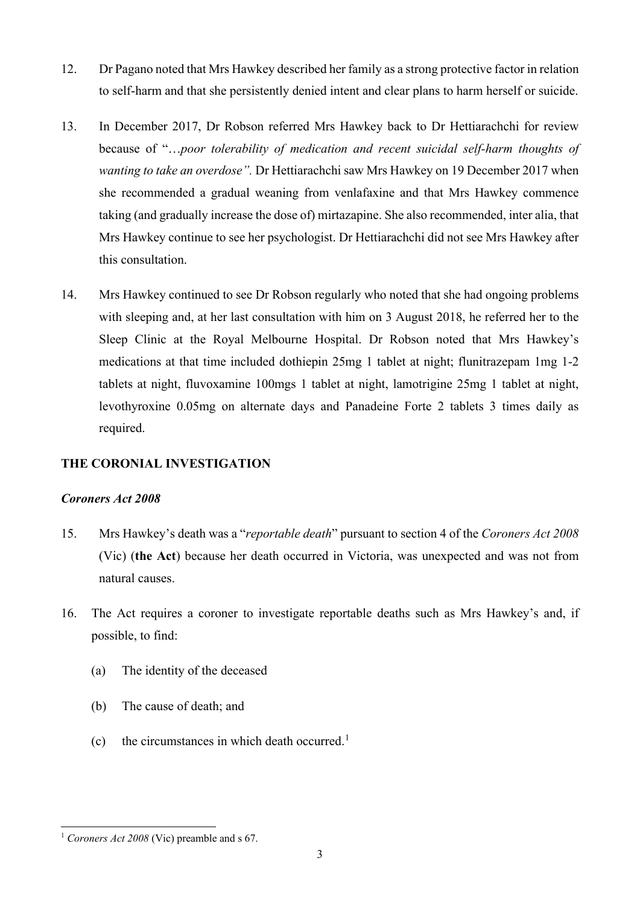12. Dr Pagano noted that Mrs Hawkey described her family as a strong protective factor in relation to self-harm and that she persistently denied intent and clear plans to harm herself or suicide.

13. In December 2017, Dr Robson referred Mrs Hawkey back to Dr Hettiarachchi for review because of "…*poor tolerability of medication and recent suicidal self-harm thoughts of wanting to take an overdose".* Dr Hettiarachchi saw Mrs Hawkey on 19 December 2017 when she recommended a gradual weaning from venlafaxine and that Mrs Hawkey commence taking (and gradually increase the dose of) mirtazapine. She also recommended, inter alia, that Mrs Hawkey continue to see her psychologist. Dr Hettiarachchi did not see Mrs Hawkey after this consultation.

14. Mrs Hawkey continued to see Dr Robson regularly who noted that she had ongoing problems with sleeping and, at her last consultation with him on 3 August 2018, he referred her to the Sleep Clinic at the Royal Melbourne Hospital. Dr Robson noted that Mrs Hawkey's medications at that time included dothiepin 25mg 1 tablet at night; flunitrazepam 1mg 1-2 tablets at night, fluvoxamine 100mgs 1 tablet at night, lamotrigine 25mg 1 tablet at night, levothyroxine 0.05mg on alternate days and Panadeine Forte 2 tablets 3 times daily as required.

## THE CORONIAL INVESTIGATION

### *Coroners Act 2008*

15. Mrs Hawkey's death was a "*reportable death*" pursuant to section 4 of the *Coroners Act 2008* (Vic) (**the Act**) because her death occurred in Victoria, was unexpected and was not from natural causes.

16. The Act requires a coroner to investigate reportable deaths such as Mrs Hawkey's and, if possible, to find:

    (a) The identity of the deceased

    (b) The cause of death; and

    (c) the circumstances in which death occurred.[1]

[1] *Coroners Act 2008* (Vic) preamble and s 67.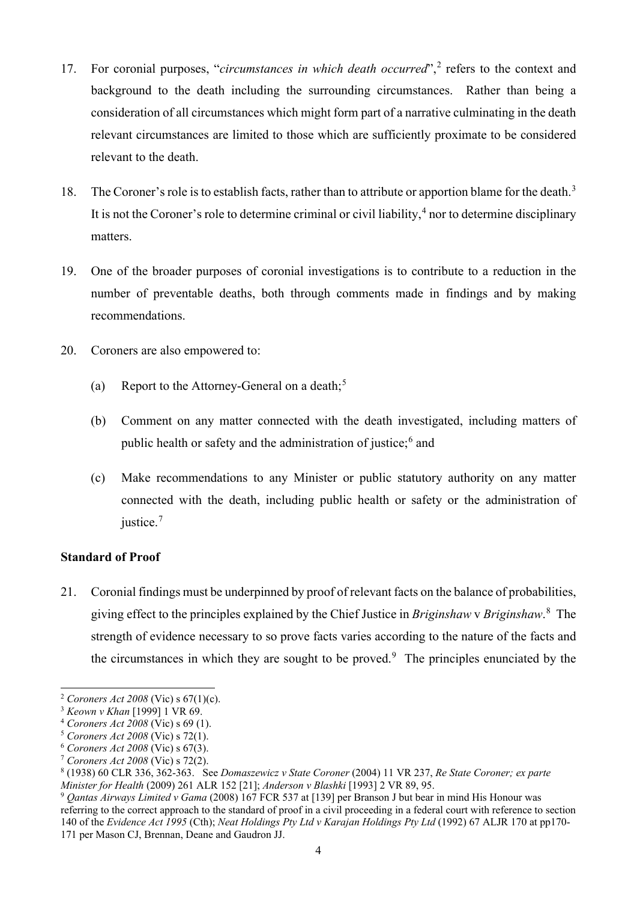17. For coronial purposes, "*circumstances in which death occurred*",[2] refers to the context and background to the death including the surrounding circumstances. Rather than being a consideration of all circumstances which might form part of a narrative culminating in the death relevant circumstances are limited to those which are sufficiently proximate to be considered relevant to the death.

18. The Coroner's role is to establish facts, rather than to attribute or apportion blame for the death.[3] It is not the Coroner's role to determine criminal or civil liability,[4] nor to determine disciplinary matters.

19. One of the broader purposes of coronial investigations is to contribute to a reduction in the number of preventable deaths, both through comments made in findings and by making recommendations.

20. Coroners are also empowered to:

    (a) Report to the Attorney-General on a death;[5]

    (b) Comment on any matter connected with the death investigated, including matters of public health or safety and the administration of justice;[6] and

    (c) Make recommendations to any Minister or public statutory authority on any matter connected with the death, including public health or safety or the administration of justice.[7]

**Standard of Proof**

21. Coronial findings must be underpinned by proof of relevant facts on the balance of probabilities, giving effect to the principles explained by the Chief Justice in *Briginshaw* v *Briginshaw*.[8] The strength of evidence necessary to so prove facts varies according to the nature of the facts and the circumstances in which they are sought to be proved.[9] The principles enunciated by the

---

[2] *Coroners Act 2008* (Vic) s 67(1)(c).

[3] *Keown v Khan* [1999] 1 VR 69.

[4] *Coroners Act 2008* (Vic) s 69 (1).

[5] *Coroners Act 2008* (Vic) s 72(1).

[6] *Coroners Act 2008* (Vic) s 67(3).

[7] *Coroners Act 2008* (Vic) s 72(2).

[8] (1938) 60 CLR 336, 362-363. See *Domaszewicz v State Coroner* (2004) 11 VR 237, *Re State Coroner; ex parte Minister for Health* (2009) 261 ALR 152 [21]; *Anderson v Blashki* [1993] 2 VR 89, 95.

[9] *Qantas Airways Limited v Gama* (2008) 167 FCR 537 at [139] per Branson J but bear in mind His Honour was referring to the correct approach to the standard of proof in a civil proceeding in a federal court with reference to section 140 of the *Evidence Act 1995* (Cth); *Neat Holdings Pty Ltd v Karajan Holdings Pty Ltd* (1992) 67 ALJR 170 at pp170-171 per Mason CJ, Brennan, Deane and Gaudron JJ.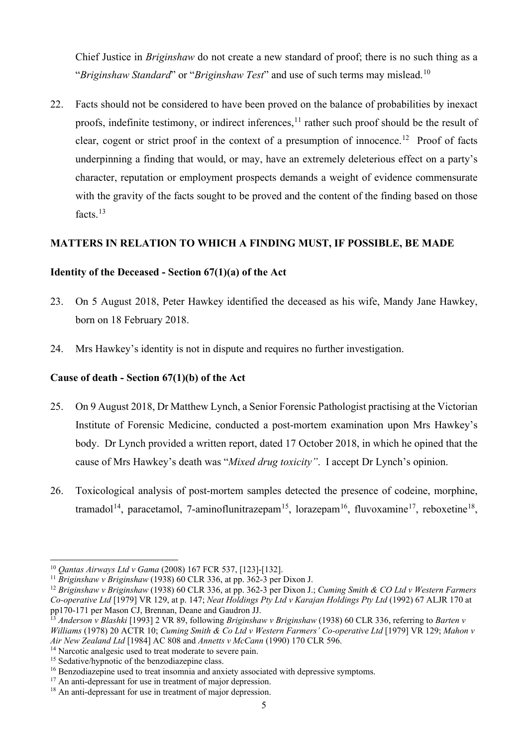Chief Justice in *Briginshaw* do not create a new standard of proof; there is no such thing as a "*Briginshaw Standard*" or "*Briginshaw Test*" and use of such terms may mislead.[10]

22. Facts should not be considered to have been proved on the balance of probabilities by inexact proofs, indefinite testimony, or indirect inferences,[11] rather such proof should be the result of clear, cogent or strict proof in the context of a presumption of innocence.[12] Proof of facts underpinning a finding that would, or may, have an extremely deleterious effect on a party's character, reputation or employment prospects demands a weight of evidence commensurate with the gravity of the facts sought to be proved and the content of the finding based on those facts.[13]

## MATTERS IN RELATION TO WHICH A FINDING MUST, IF POSSIBLE, BE MADE

### Identity of the Deceased - Section 67(1)(a) of the Act

23. On 5 August 2018, Peter Hawkey identified the deceased as his wife, Mandy Jane Hawkey, born on 18 February 2018.

24. Mrs Hawkey's identity is not in dispute and requires no further investigation.

### Cause of death - Section 67(1)(b) of the Act

25. On 9 August 2018, Dr Matthew Lynch, a Senior Forensic Pathologist practising at the Victorian Institute of Forensic Medicine, conducted a post-mortem examination upon Mrs Hawkey's body. Dr Lynch provided a written report, dated 17 October 2018, in which he opined that the cause of Mrs Hawkey's death was "*Mixed drug toxicity"*. I accept Dr Lynch's opinion.

26. Toxicological analysis of post-mortem samples detected the presence of codeine, morphine, tramadol[14], paracetamol, 7-aminoflunitrazepam[15], lorazepam[16], fluvoxamine[17], reboxetine[18],

---

[10] *Qantas Airways Ltd v Gama* (2008) 167 FCR 537, [123]-[132].

[11] *Briginshaw v Briginshaw* (1938) 60 CLR 336, at pp. 362-3 per Dixon J.

[12] *Briginshaw v Briginshaw* (1938) 60 CLR 336, at pp. 362-3 per Dixon J.; *Cuming Smith & CO Ltd v Western Farmers Co-operative Ltd* [1979] VR 129, at p. 147; *Neat Holdings Pty Ltd v Karajan Holdings Pty Ltd* (1992) 67 ALJR 170 at pp170-171 per Mason CJ, Brennan, Deane and Gaudron JJ.

[13] *Anderson v Blashki* [1993] 2 VR 89, following *Briginshaw v Briginshaw* (1938) 60 CLR 336, referring to *Barten v Williams* (1978) 20 ACTR 10; *Cuming Smith & Co Ltd v Western Farmers' Co-operative Ltd* [1979] VR 129; *Mahon v Air New Zealand Ltd* [1984] AC 808 and *Annetts v McCann* (1990) 170 CLR 596.

[14] Narcotic analgesic used to treat moderate to severe pain.

[15] Sedative/hypnotic of the benzodiazepine class.

[16] Benzodiazepine used to treat insomnia and anxiety associated with depressive symptoms.

[17] An anti-depressant for use in treatment of major depression.

[18] An anti-depressant for use in treatment of major depression.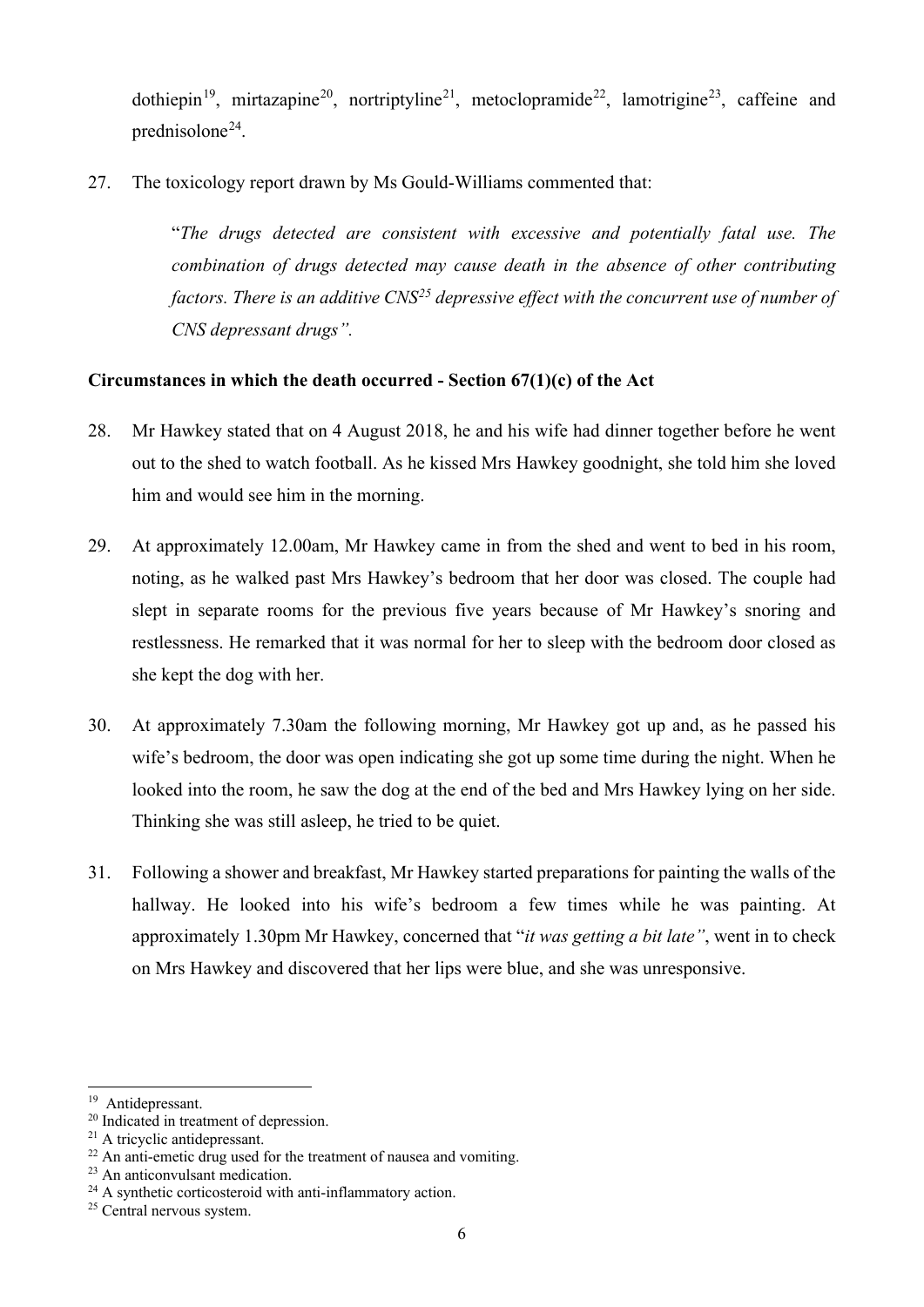dothiepin[19], mirtazapine[20], nortriptyline[21], metoclopramide[22], lamotrigine[23], caffeine and prednisolone[24].

27. The toxicology report drawn by Ms Gould-Williams commented that:

> "*The drugs detected are consistent with excessive and potentially fatal use. The combination of drugs detected may cause death in the absence of other contributing factors. There is an additive CNS[25] depressive effect with the concurrent use of number of CNS depressant drugs".*

**Circumstances in which the death occurred - Section 67(1)(c) of the Act**

28. Mr Hawkey stated that on 4 August 2018, he and his wife had dinner together before he went out to the shed to watch football. As he kissed Mrs Hawkey goodnight, she told him she loved him and would see him in the morning.

29. At approximately 12.00am, Mr Hawkey came in from the shed and went to bed in his room, noting, as he walked past Mrs Hawkey's bedroom that her door was closed. The couple had slept in separate rooms for the previous five years because of Mr Hawkey's snoring and restlessness. He remarked that it was normal for her to sleep with the bedroom door closed as she kept the dog with her.

30. At approximately 7.30am the following morning, Mr Hawkey got up and, as he passed his wife's bedroom, the door was open indicating she got up some time during the night. When he looked into the room, he saw the dog at the end of the bed and Mrs Hawkey lying on her side. Thinking she was still asleep, he tried to be quiet.

31. Following a shower and breakfast, Mr Hawkey started preparations for painting the walls of the hallway. He looked into his wife's bedroom a few times while he was painting. At approximately 1.30pm Mr Hawkey, concerned that "*it was getting a bit late"*, went in to check on Mrs Hawkey and discovered that her lips were blue, and she was unresponsive.

---

[19] Antidepressant.
[20] Indicated in treatment of depression.
[21] A tricyclic antidepressant.
[22] An anti-emetic drug used for the treatment of nausea and vomiting.
[23] An anticonvulsant medication.
[24] A synthetic corticosteroid with anti-inflammatory action.
[25] Central nervous system.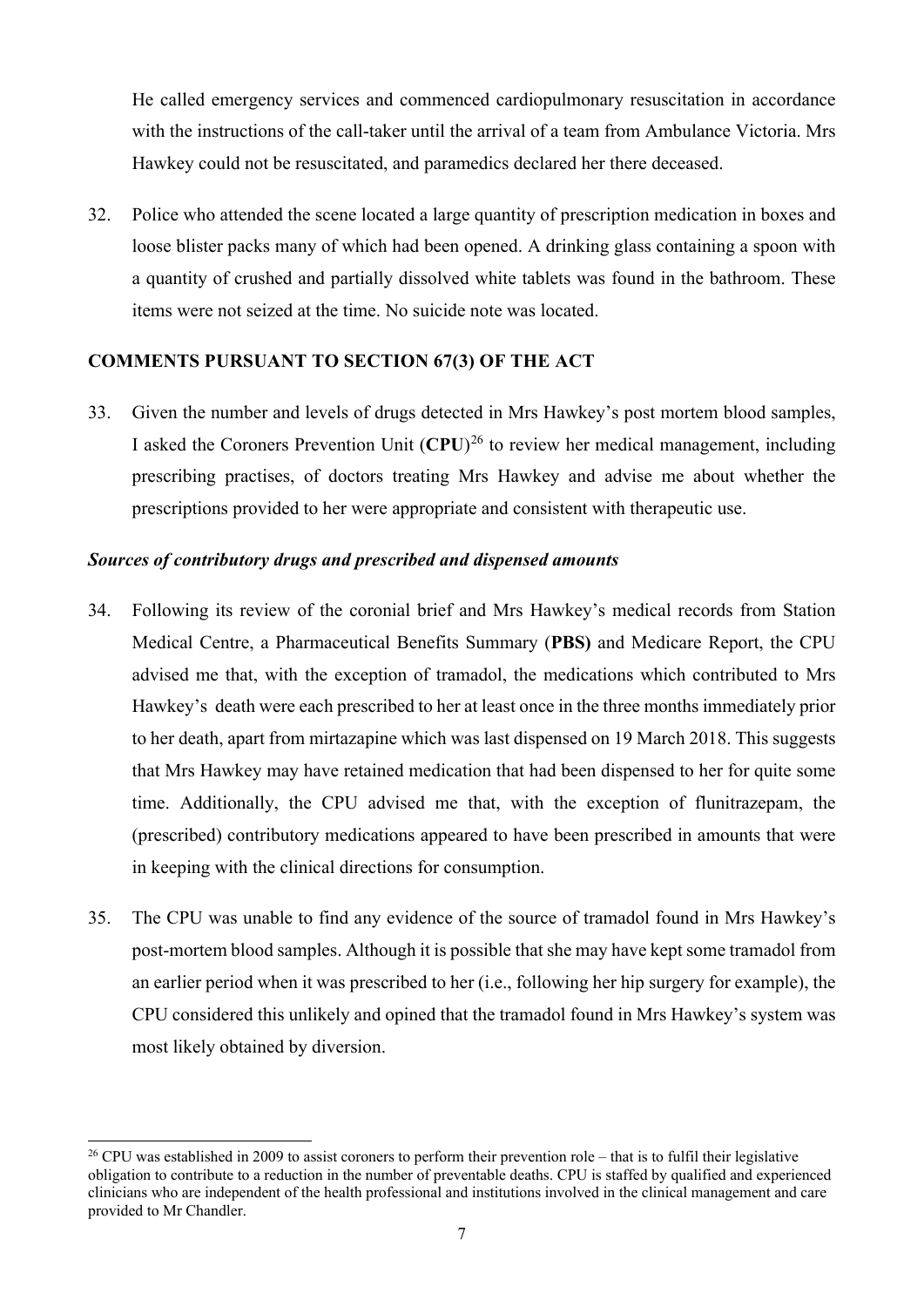He called emergency services and commenced cardiopulmonary resuscitation in accordance with the instructions of the call-taker until the arrival of a team from Ambulance Victoria. Mrs Hawkey could not be resuscitated, and paramedics declared her there deceased.

32. Police who attended the scene located a large quantity of prescription medication in boxes and loose blister packs many of which had been opened. A drinking glass containing a spoon with a quantity of crushed and partially dissolved white tablets was found in the bathroom. These items were not seized at the time. No suicide note was located.

## COMMENTS PURSUANT TO SECTION 67(3) OF THE ACT

33. Given the number and levels of drugs detected in Mrs Hawkey's post mortem blood samples, I asked the Coroners Prevention Unit (**CPU**)[26] to review her medical management, including prescribing practises, of doctors treating Mrs Hawkey and advise me about whether the prescriptions provided to her were appropriate and consistent with therapeutic use.

### *Sources of contributory drugs and prescribed and dispensed amounts*

34. Following its review of the coronial brief and Mrs Hawkey's medical records from Station Medical Centre, a Pharmaceutical Benefits Summary (**PBS)** and Medicare Report, the CPU advised me that, with the exception of tramadol, the medications which contributed to Mrs Hawkey's death were each prescribed to her at least once in the three months immediately prior to her death, apart from mirtazapine which was last dispensed on 19 March 2018. This suggests that Mrs Hawkey may have retained medication that had been dispensed to her for quite some time. Additionally, the CPU advised me that, with the exception of flunitrazepam, the (prescribed) contributory medications appeared to have been prescribed in amounts that were in keeping with the clinical directions for consumption.

35. The CPU was unable to find any evidence of the source of tramadol found in Mrs Hawkey's post-mortem blood samples. Although it is possible that she may have kept some tramadol from an earlier period when it was prescribed to her (i.e., following her hip surgery for example), the CPU considered this unlikely and opined that the tramadol found in Mrs Hawkey's system was most likely obtained by diversion.

---

[26] CPU was established in 2009 to assist coroners to perform their prevention role – that is to fulfil their legislative obligation to contribute to a reduction in the number of preventable deaths. CPU is staffed by qualified and experienced clinicians who are independent of the health professional and institutions involved in the clinical management and care provided to Mr Chandler.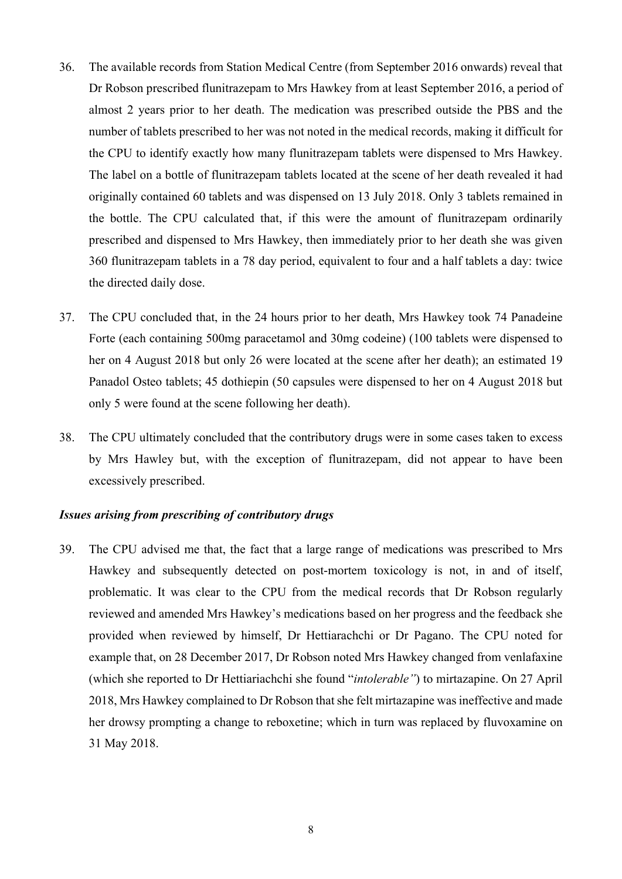36. The available records from Station Medical Centre (from September 2016 onwards) reveal that Dr Robson prescribed flunitrazepam to Mrs Hawkey from at least September 2016, a period of almost 2 years prior to her death. The medication was prescribed outside the PBS and the number of tablets prescribed to her was not noted in the medical records, making it difficult for the CPU to identify exactly how many flunitrazepam tablets were dispensed to Mrs Hawkey. The label on a bottle of flunitrazepam tablets located at the scene of her death revealed it had originally contained 60 tablets and was dispensed on 13 July 2018. Only 3 tablets remained in the bottle. The CPU calculated that, if this were the amount of flunitrazepam ordinarily prescribed and dispensed to Mrs Hawkey, then immediately prior to her death she was given 360 flunitrazepam tablets in a 78 day period, equivalent to four and a half tablets a day: twice the directed daily dose.

37. The CPU concluded that, in the 24 hours prior to her death, Mrs Hawkey took 74 Panadeine Forte (each containing 500mg paracetamol and 30mg codeine) (100 tablets were dispensed to her on 4 August 2018 but only 26 were located at the scene after her death); an estimated 19 Panadol Osteo tablets; 45 dothiepin (50 capsules were dispensed to her on 4 August 2018 but only 5 were found at the scene following her death).

38. The CPU ultimately concluded that the contributory drugs were in some cases taken to excess by Mrs Hawley but, with the exception of flunitrazepam, did not appear to have been excessively prescribed.

### *Issues arising from prescribing of contributory drugs*

39. The CPU advised me that, the fact that a large range of medications was prescribed to Mrs Hawkey and subsequently detected on post-mortem toxicology is not, in and of itself, problematic. It was clear to the CPU from the medical records that Dr Robson regularly reviewed and amended Mrs Hawkey's medications based on her progress and the feedback she provided when reviewed by himself, Dr Hettiarachchi or Dr Pagano. The CPU noted for example that, on 28 December 2017, Dr Robson noted Mrs Hawkey changed from venlafaxine (which she reported to Dr Hettiariachchi she found "*intolerable"*) to mirtazapine. On 27 April 2018, Mrs Hawkey complained to Dr Robson that she felt mirtazapine was ineffective and made her drowsy prompting a change to reboxetine; which in turn was replaced by fluvoxamine on 31 May 2018.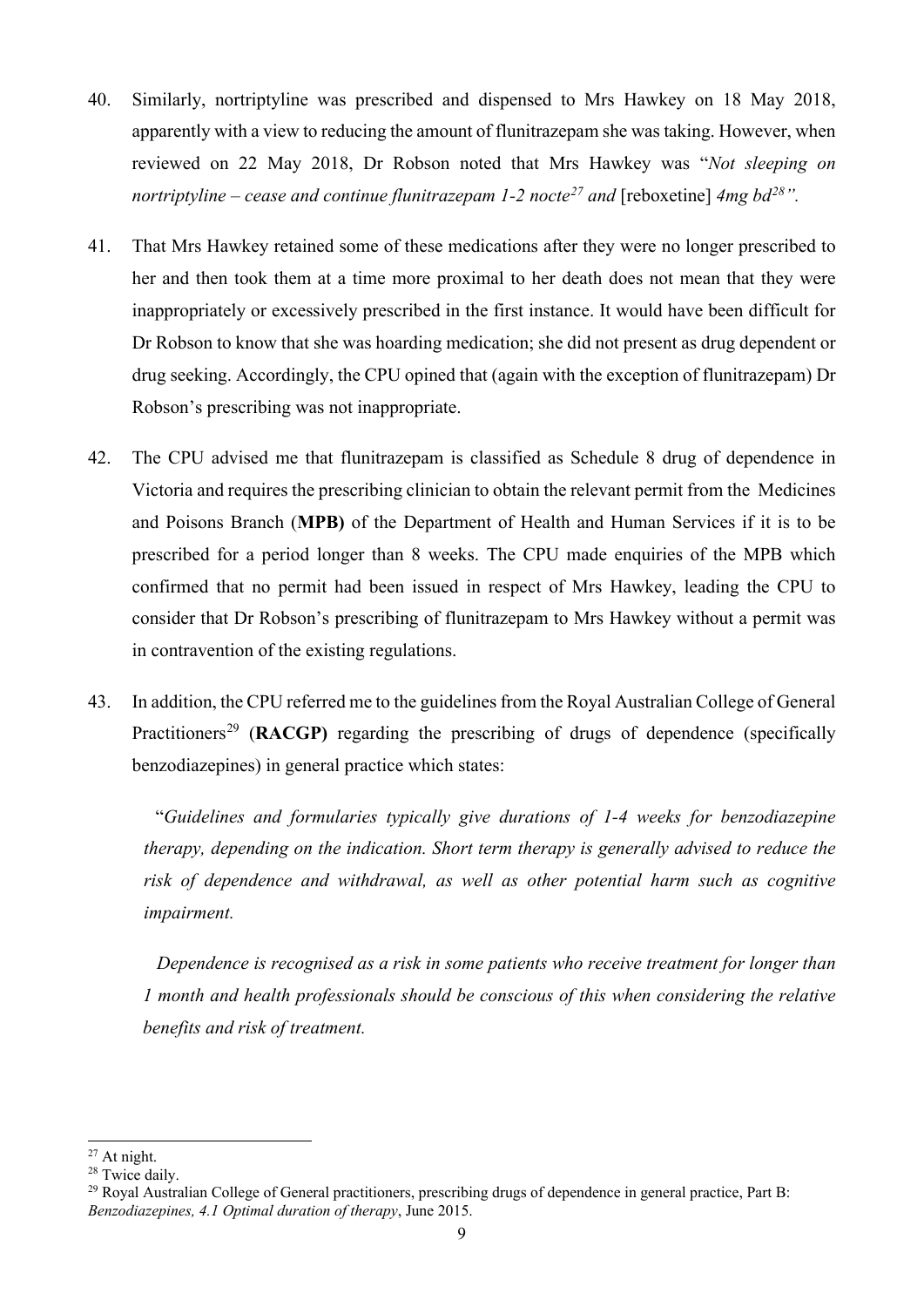40. Similarly, nortriptyline was prescribed and dispensed to Mrs Hawkey on 18 May 2018, apparently with a view to reducing the amount of flunitrazepam she was taking. However, when reviewed on 22 May 2018, Dr Robson noted that Mrs Hawkey was "*Not sleeping on nortriptyline – cease and continue flunitrazepam 1-2 nocte*[27] *and* [reboxetine] *4mg bd*[28]*".*

41. That Mrs Hawkey retained some of these medications after they were no longer prescribed to her and then took them at a time more proximal to her death does not mean that they were inappropriately or excessively prescribed in the first instance. It would have been difficult for Dr Robson to know that she was hoarding medication; she did not present as drug dependent or drug seeking. Accordingly, the CPU opined that (again with the exception of flunitrazepam) Dr Robson's prescribing was not inappropriate.

42. The CPU advised me that flunitrazepam is classified as Schedule 8 drug of dependence in Victoria and requires the prescribing clinician to obtain the relevant permit from the Medicines and Poisons Branch (**MPB)** of the Department of Health and Human Services if it is to be prescribed for a period longer than 8 weeks. The CPU made enquiries of the MPB which confirmed that no permit had been issued in respect of Mrs Hawkey, leading the CPU to consider that Dr Robson's prescribing of flunitrazepam to Mrs Hawkey without a permit was in contravention of the existing regulations.

43. In addition, the CPU referred me to the guidelines from the Royal Australian College of General Practitioners[29] (**RACGP)** regarding the prescribing of drugs of dependence (specifically benzodiazepines) in general practice which states:

> "*Guidelines and formularies typically give durations of 1-4 weeks for benzodiazepine therapy, depending on the indication. Short term therapy is generally advised to reduce the risk of dependence and withdrawal, as well as other potential harm such as cognitive impairment.*
>
> *Dependence is recognised as a risk in some patients who receive treatment for longer than 1 month and health professionals should be conscious of this when considering the relative benefits and risk of treatment.*

---

[27] At night.

[28] Twice daily.

[29] Royal Australian College of General practitioners, prescribing drugs of dependence in general practice, Part B: *Benzodiazepines, 4.1 Optimal duration of therapy*, June 2015.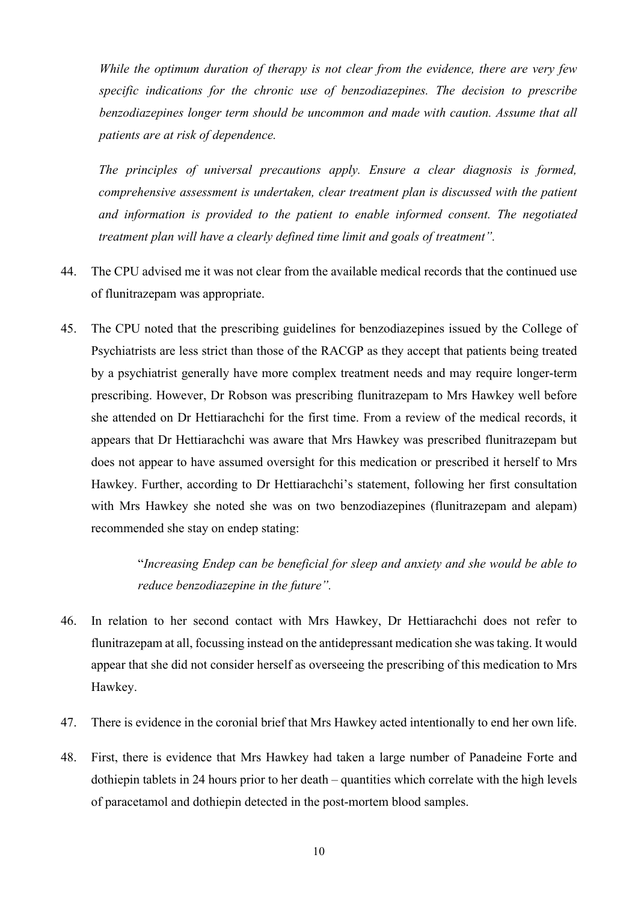*While the optimum duration of therapy is not clear from the evidence, there are very few specific indications for the chronic use of benzodiazepines. The decision to prescribe benzodiazepines longer term should be uncommon and made with caution. Assume that all patients are at risk of dependence.*

*The principles of universal precautions apply. Ensure a clear diagnosis is formed, comprehensive assessment is undertaken, clear treatment plan is discussed with the patient and information is provided to the patient to enable informed consent. The negotiated treatment plan will have a clearly defined time limit and goals of treatment".*

44. The CPU advised me it was not clear from the available medical records that the continued use of flunitrazepam was appropriate.

45. The CPU noted that the prescribing guidelines for benzodiazepines issued by the College of Psychiatrists are less strict than those of the RACGP as they accept that patients being treated by a psychiatrist generally have more complex treatment needs and may require longer-term prescribing. However, Dr Robson was prescribing flunitrazepam to Mrs Hawkey well before she attended on Dr Hettiarachchi for the first time. From a review of the medical records, it appears that Dr Hettiarachchi was aware that Mrs Hawkey was prescribed flunitrazepam but does not appear to have assumed oversight for this medication or prescribed it herself to Mrs Hawkey. Further, according to Dr Hettiarachchi's statement, following her first consultation with Mrs Hawkey she noted she was on two benzodiazepines (flunitrazepam and alepam) recommended she stay on endep stating:

    "*Increasing Endep can be beneficial for sleep and anxiety and she would be able to reduce benzodiazepine in the future".*

46. In relation to her second contact with Mrs Hawkey, Dr Hettiarachchi does not refer to flunitrazepam at all, focussing instead on the antidepressant medication she was taking. It would appear that she did not consider herself as overseeing the prescribing of this medication to Mrs Hawkey.

47. There is evidence in the coronial brief that Mrs Hawkey acted intentionally to end her own life.

48. First, there is evidence that Mrs Hawkey had taken a large number of Panadeine Forte and dothiepin tablets in 24 hours prior to her death – quantities which correlate with the high levels of paracetamol and dothiepin detected in the post-mortem blood samples.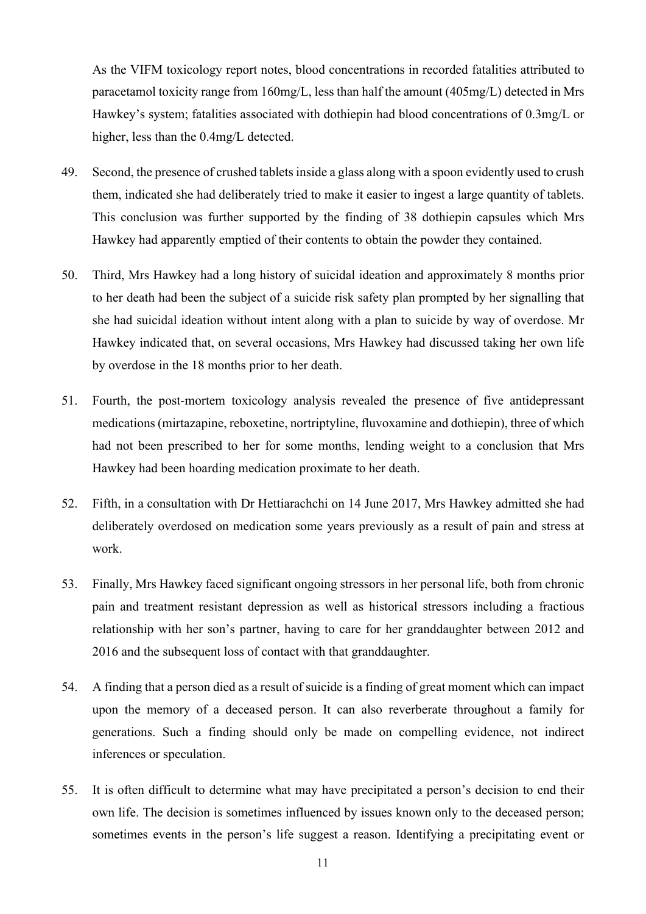As the VIFM toxicology report notes, blood concentrations in recorded fatalities attributed to paracetamol toxicity range from 160mg/L, less than half the amount (405mg/L) detected in Mrs Hawkey's system; fatalities associated with dothiepin had blood concentrations of 0.3mg/L or higher, less than the 0.4mg/L detected.

49. Second, the presence of crushed tablets inside a glass along with a spoon evidently used to crush them, indicated she had deliberately tried to make it easier to ingest a large quantity of tablets. This conclusion was further supported by the finding of 38 dothiepin capsules which Mrs Hawkey had apparently emptied of their contents to obtain the powder they contained.

50. Third, Mrs Hawkey had a long history of suicidal ideation and approximately 8 months prior to her death had been the subject of a suicide risk safety plan prompted by her signalling that she had suicidal ideation without intent along with a plan to suicide by way of overdose. Mr Hawkey indicated that, on several occasions, Mrs Hawkey had discussed taking her own life by overdose in the 18 months prior to her death.

51. Fourth, the post-mortem toxicology analysis revealed the presence of five antidepressant medications (mirtazapine, reboxetine, nortriptyline, fluvoxamine and dothiepin), three of which had not been prescribed to her for some months, lending weight to a conclusion that Mrs Hawkey had been hoarding medication proximate to her death.

52. Fifth, in a consultation with Dr Hettiarachchi on 14 June 2017, Mrs Hawkey admitted she had deliberately overdosed on medication some years previously as a result of pain and stress at work.

53. Finally, Mrs Hawkey faced significant ongoing stressors in her personal life, both from chronic pain and treatment resistant depression as well as historical stressors including a fractious relationship with her son's partner, having to care for her granddaughter between 2012 and 2016 and the subsequent loss of contact with that granddaughter.

54. A finding that a person died as a result of suicide is a finding of great moment which can impact upon the memory of a deceased person. It can also reverberate throughout a family for generations. Such a finding should only be made on compelling evidence, not indirect inferences or speculation.

55. It is often difficult to determine what may have precipitated a person's decision to end their own life. The decision is sometimes influenced by issues known only to the deceased person; sometimes events in the person's life suggest a reason. Identifying a precipitating event or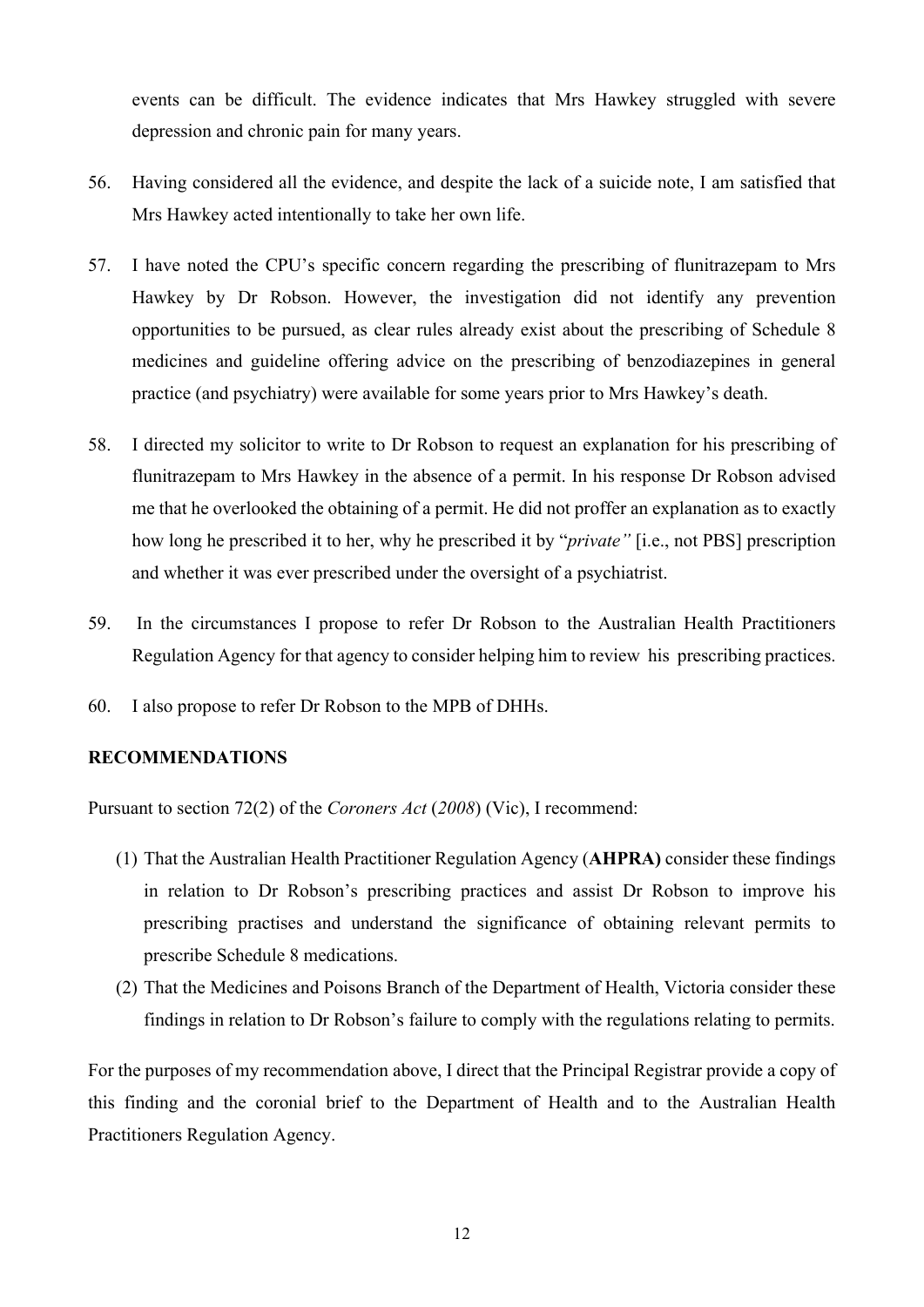events can be difficult. The evidence indicates that Mrs Hawkey struggled with severe depression and chronic pain for many years.

56. Having considered all the evidence, and despite the lack of a suicide note, I am satisfied that Mrs Hawkey acted intentionally to take her own life.

57. I have noted the CPU's specific concern regarding the prescribing of flunitrazepam to Mrs Hawkey by Dr Robson. However, the investigation did not identify any prevention opportunities to be pursued, as clear rules already exist about the prescribing of Schedule 8 medicines and guideline offering advice on the prescribing of benzodiazepines in general practice (and psychiatry) were available for some years prior to Mrs Hawkey's death.

58. I directed my solicitor to write to Dr Robson to request an explanation for his prescribing of flunitrazepam to Mrs Hawkey in the absence of a permit. In his response Dr Robson advised me that he overlooked the obtaining of a permit. He did not proffer an explanation as to exactly how long he prescribed it to her, why he prescribed it by "*private"* [i.e., not PBS] prescription and whether it was ever prescribed under the oversight of a psychiatrist.

59. In the circumstances I propose to refer Dr Robson to the Australian Health Practitioners Regulation Agency for that agency to consider helping him to review his prescribing practices.

60. I also propose to refer Dr Robson to the MPB of DHHs.

**RECOMMENDATIONS**

Pursuant to section 72(2) of the *Coroners Act* (*2008*) (Vic), I recommend:

(1) That the Australian Health Practitioner Regulation Agency (**AHPRA)** consider these findings in relation to Dr Robson's prescribing practices and assist Dr Robson to improve his prescribing practises and understand the significance of obtaining relevant permits to prescribe Schedule 8 medications.

(2) That the Medicines and Poisons Branch of the Department of Health, Victoria consider these findings in relation to Dr Robson's failure to comply with the regulations relating to permits.

For the purposes of my recommendation above, I direct that the Principal Registrar provide a copy of this finding and the coronial brief to the Department of Health and to the Australian Health Practitioners Regulation Agency.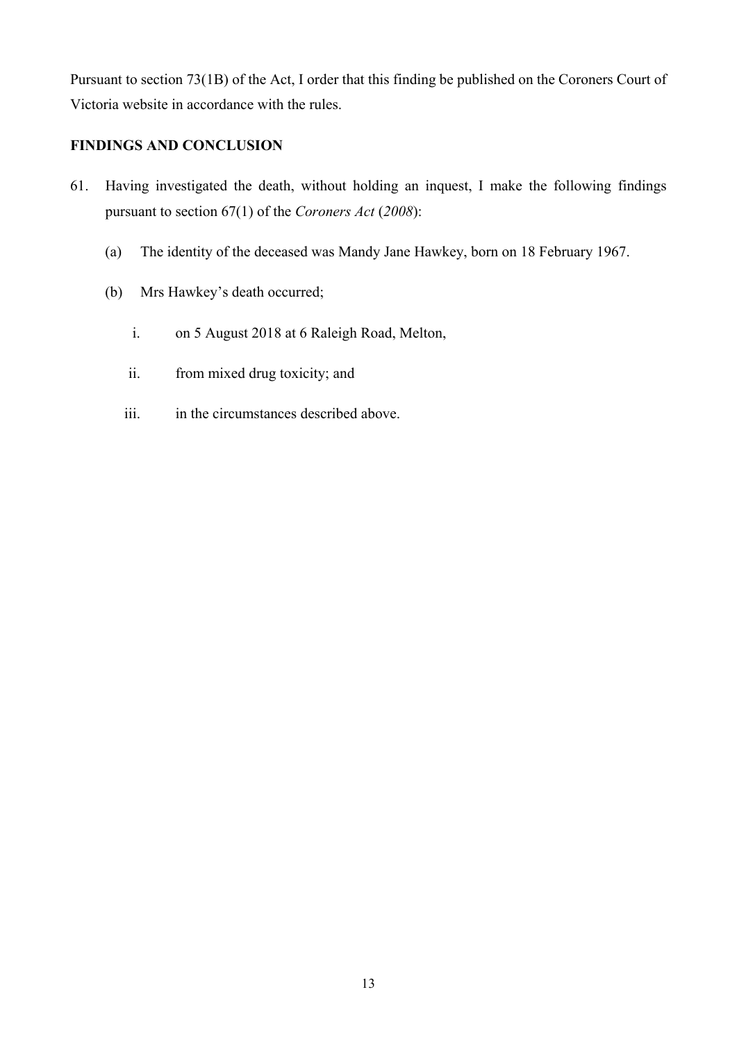Pursuant to section 73(1B) of the Act, I order that this finding be published on the Coroners Court of Victoria website in accordance with the rules.

**FINDINGS AND CONCLUSION**

61. Having investigated the death, without holding an inquest, I make the following findings pursuant to section 67(1) of the *Coroners Act* (*2008*):

    (a) The identity of the deceased was Mandy Jane Hawkey, born on 18 February 1967.

    (b) Mrs Hawkey's death occurred;

        i. on 5 August 2018 at 6 Raleigh Road, Melton,

        ii. from mixed drug toxicity; and

        iii. in the circumstances described above.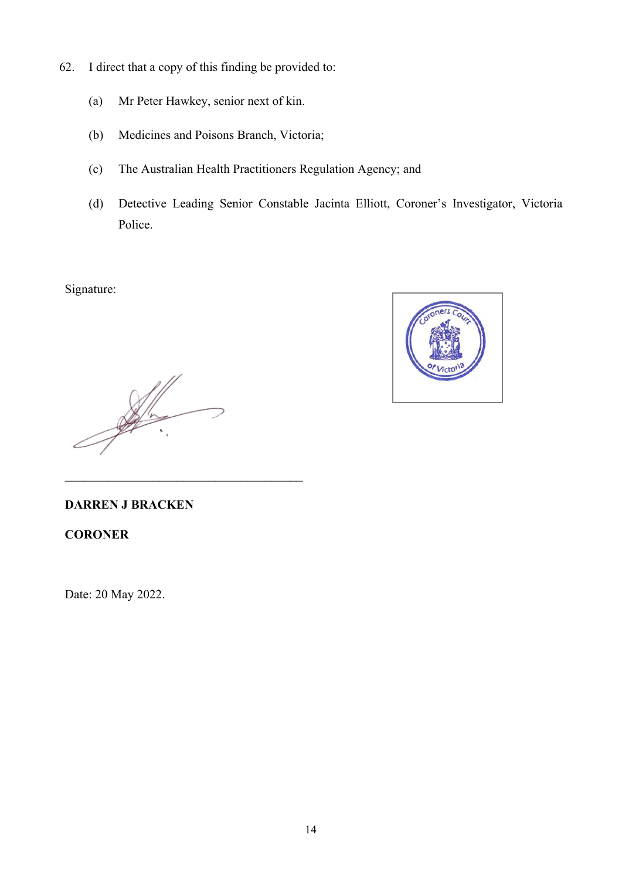62. I direct that a copy of this finding be provided to:

    (a) Mr Peter Hawkey, senior next of kin.

    (b) Medicines and Poisons Branch, Victoria;

    (c) The Australian Health Practitioners Regulation Agency; and

    (d) Detective Leading Senior Constable Jacinta Elliott, Coroner's Investigator, Victoria Police.

Signature:

**DARREN J BRACKEN**

**CORONER**

Date: 20 May 2022.